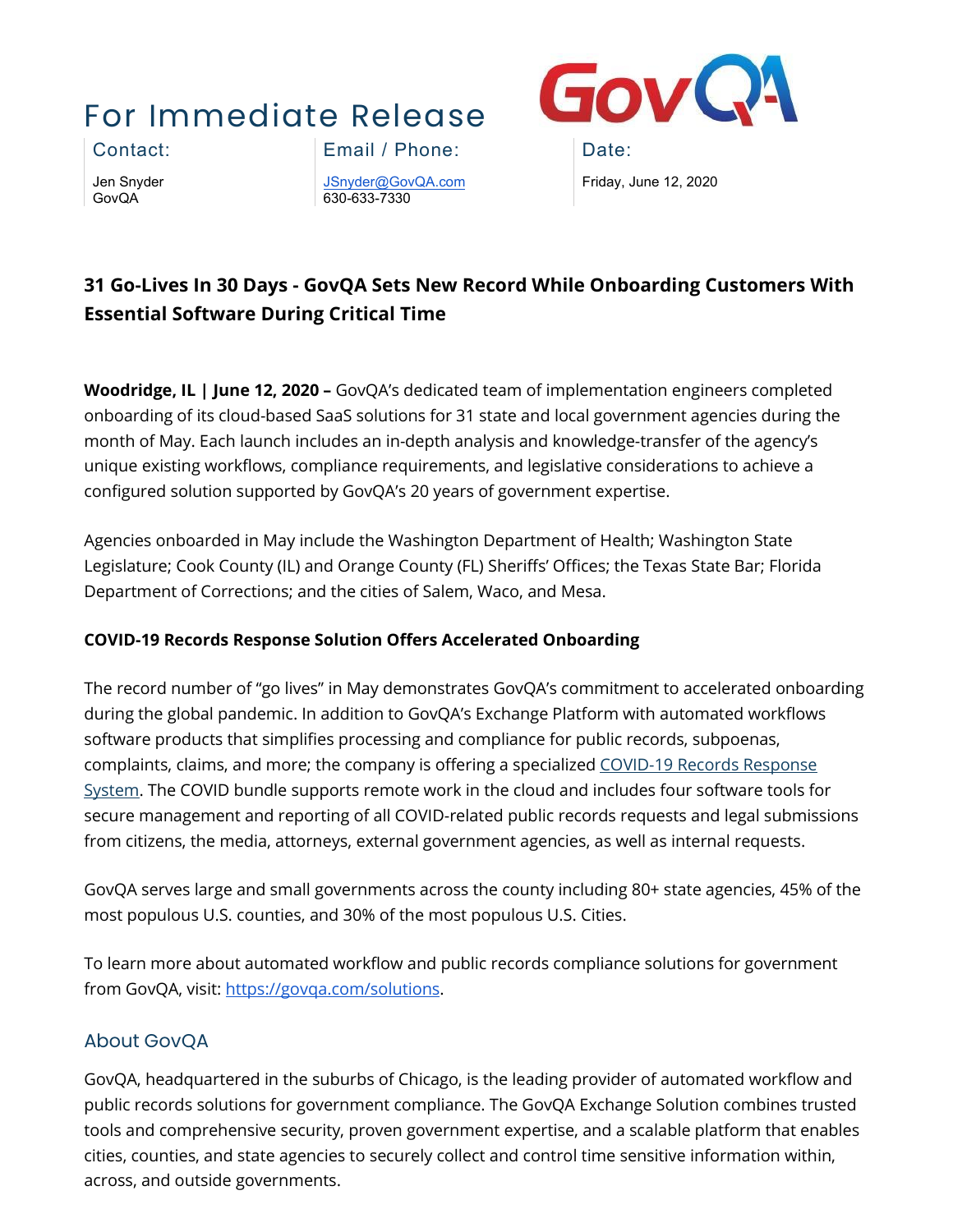# For Immediate Release

| Contact: | Email / Phone: | Date: |
| --- | --- | --- |
| Jen Snyder<br>GovQA | JSnyder@GovQA.com<br>630-633-7330 | Friday, June 12, 2020 |

## 31 Go-Lives In 30 Days - GovQA Sets New Record While Onboarding Customers With Essential Software During Critical Time

**Woodridge, IL | June 12, 2020 –** GovQA's dedicated team of implementation engineers completed onboarding of its cloud-based SaaS solutions for 31 state and local government agencies during the month of May. Each launch includes an in-depth analysis and knowledge-transfer of the agency's unique existing workflows, compliance requirements, and legislative considerations to achieve a configured solution supported by GovQA's 20 years of government expertise.

Agencies onboarded in May include the Washington Department of Health; Washington State Legislature; Cook County (IL) and Orange County (FL) Sheriffs' Offices; the Texas State Bar; Florida Department of Corrections; and the cities of Salem, Waco, and Mesa.

### COVID-19 Records Response Solution Offers Accelerated Onboarding

The record number of "go lives" in May demonstrates GovQA's commitment to accelerated onboarding during the global pandemic. In addition to GovQA's Exchange Platform with automated workflows software products that simplifies processing and compliance for public records, subpoenas, complaints, claims, and more; the company is offering a specialized COVID-19 Records Response System. The COVID bundle supports remote work in the cloud and includes four software tools for secure management and reporting of all COVID-related public records requests and legal submissions from citizens, the media, attorneys, external government agencies, as well as internal requests.

GovQA serves large and small governments across the county including 80+ state agencies, 45% of the most populous U.S. counties, and 30% of the most populous U.S. Cities.

To learn more about automated workflow and public records compliance solutions for government from GovQA, visit: https://govqa.com/solutions.

## About GovQA

GovQA, headquartered in the suburbs of Chicago, is the leading provider of automated workflow and public records solutions for government compliance. The GovQA Exchange Solution combines trusted tools and comprehensive security, proven government expertise, and a scalable platform that enables cities, counties, and state agencies to securely collect and control time sensitive information within, across, and outside governments.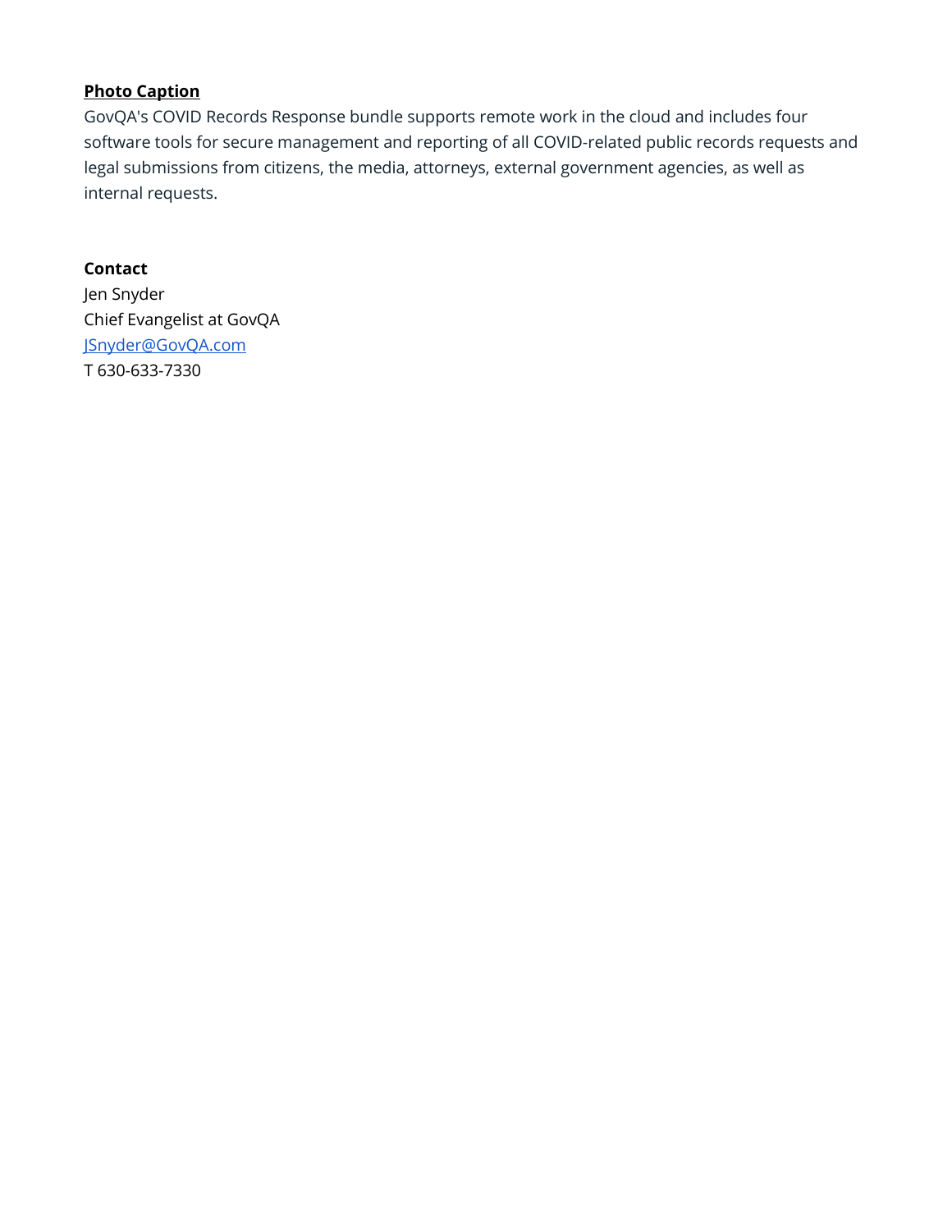**Photo Caption**

GovQA's COVID Records Response bundle supports remote work in the cloud and includes four software tools for secure management and reporting of all COVID-related public records requests and legal submissions from citizens, the media, attorneys, external government agencies, as well as internal requests.

**Contact**

Jen Snyder
Chief Evangelist at GovQA
JSnyder@GovQA.com
T 630-633-7330